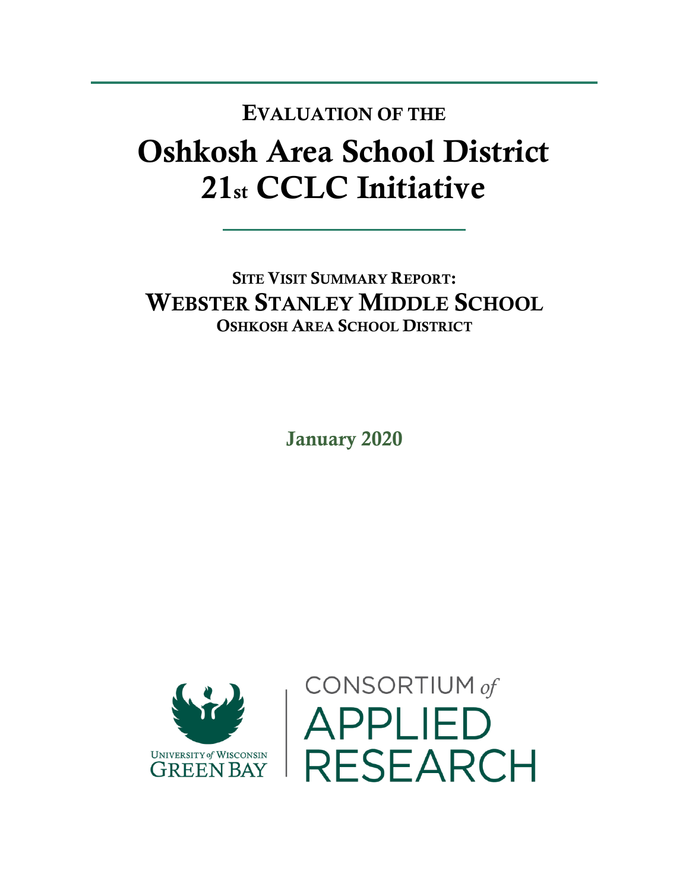# EVALUATION OF THE

# Oshkosh Area School District 21st CCLC Initiative

## SITE VISIT SUMMARY REPORT:

## WEBSTER STANLEY MIDDLE SCHOOL

### OSHKOSH AREA SCHOOL DISTRICT

**January 2020**

UNIVERSITY of WISCONSIN GREEN BAY

CONSORTIUM of APPLIED RESEARCH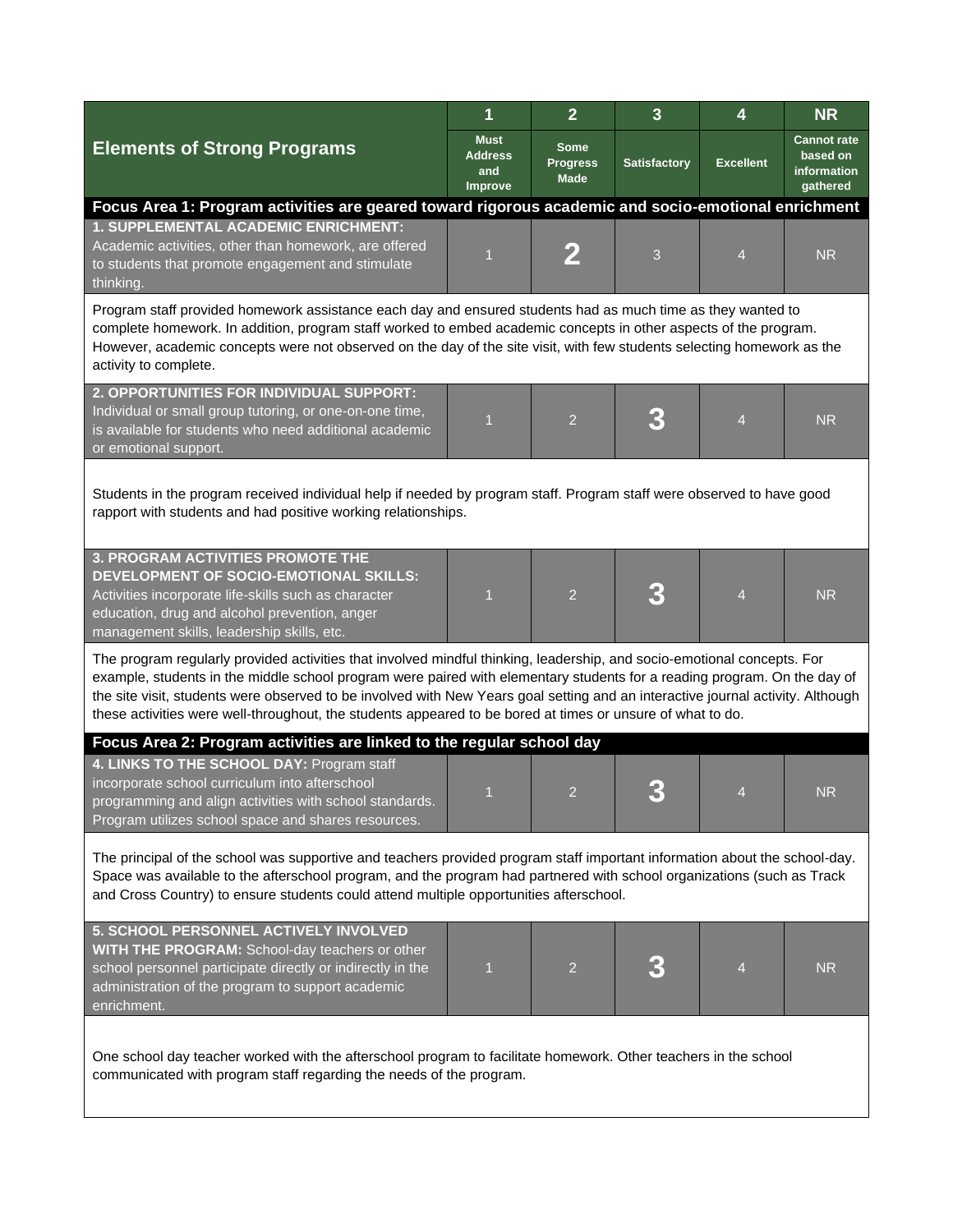| Elements of Strong Programs | 1<br>Must Address and Improve | 2<br>Some Progress Made | 3<br>Satisfactory | 4<br>Excellent | NR<br>Cannot rate based on information gathered |
|---|---|---|---|---|---|
| **Focus Area 1: Program activities are geared toward rigorous academic and socio-emotional enrichment** | | | | | |
| **1. SUPPLEMENTAL ACADEMIC ENRICHMENT:** Academic activities, other than homework, are offered to students that promote engagement and stimulate thinking. | 1 | **2** | 3 | 4 | NR |
| Program staff provided homework assistance each day and ensured students had as much time as they wanted to complete homework. In addition, program staff worked to embed academic concepts in other aspects of the program. However, academic concepts were not observed on the day of the site visit, with few students selecting homework as the activity to complete. | | | | | |
| **2. OPPORTUNITIES FOR INDIVIDUAL SUPPORT:** Individual or small group tutoring, or one-on-one time, is available for students who need additional academic or emotional support. | 1 | 2 | **3** | 4 | NR |
| Students in the program received individual help if needed by program staff. Program staff were observed to have good rapport with students and had positive working relationships. | | | | | |
| **3. PROGRAM ACTIVITIES PROMOTE THE DEVELOPMENT OF SOCIO-EMOTIONAL SKILLS:** Activities incorporate life-skills such as character education, drug and alcohol prevention, anger management skills, leadership skills, etc. | 1 | 2 | **3** | 4 | NR |
| The program regularly provided activities that involved mindful thinking, leadership, and socio-emotional concepts. For example, students in the middle school program were paired with elementary students for a reading program. On the day of the site visit, students were observed to be involved with New Years goal setting and an interactive journal activity. Although these activities were well-throughout, the students appeared to be bored at times or unsure of what to do. | | | | | |
| **Focus Area 2: Program activities are linked to the regular school day** | | | | | |
| **4. LINKS TO THE SCHOOL DAY:** Program staff incorporate school curriculum into afterschool programming and align activities with school standards. Program utilizes school space and shares resources. | 1 | 2 | **3** | 4 | NR |
| The principal of the school was supportive and teachers provided program staff important information about the school-day. Space was available to the afterschool program, and the program had partnered with school organizations (such as Track and Cross Country) to ensure students could attend multiple opportunities afterschool. | | | | | |
| **5. SCHOOL PERSONNEL ACTIVELY INVOLVED WITH THE PROGRAM:** School-day teachers or other school personnel participate directly or indirectly in the administration of the program to support academic enrichment. | 1 | 2 | **3** | 4 | NR |
| One school day teacher worked with the afterschool program to facilitate homework. Other teachers in the school communicated with program staff regarding the needs of the program. | | | | | |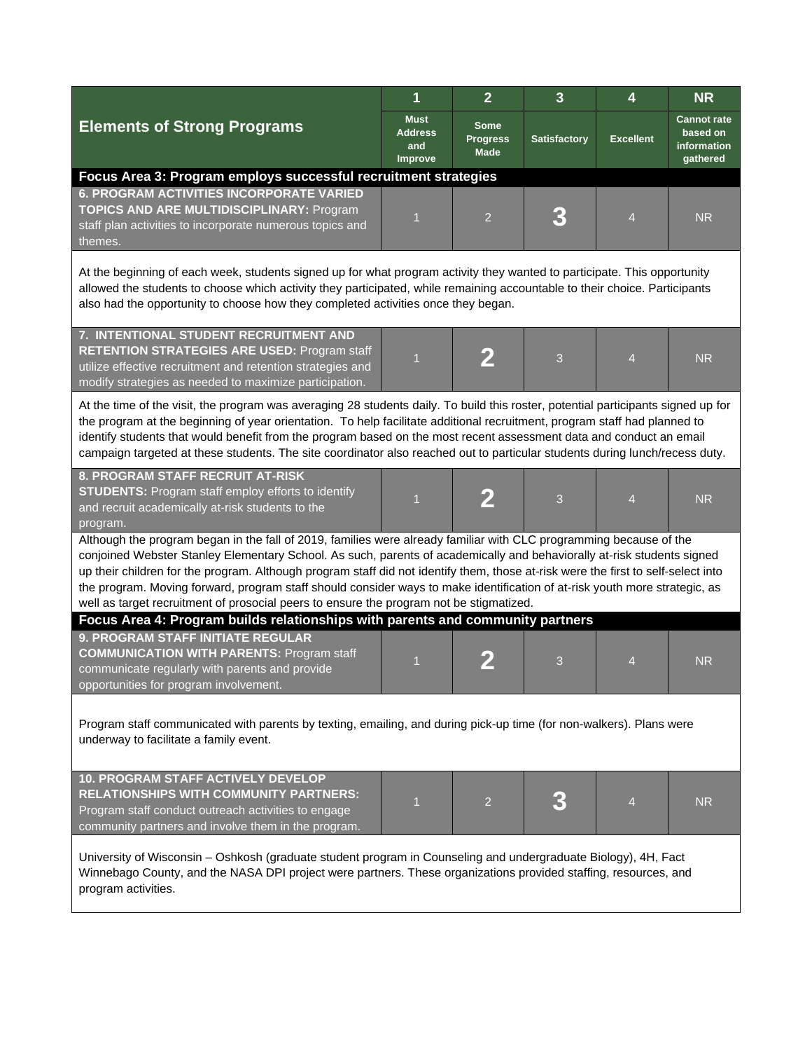| Elements of Strong Programs | 1<br>Must Address and Improve | 2<br>Some Progress Made | 3<br>Satisfactory | 4<br>Excellent | NR<br>Cannot rate based on information gathered |
|---|---|---|---|---|---|
| **Focus Area 3: Program employs successful recruitment strategies** | | | | | |
| **6. PROGRAM ACTIVITIES INCORPORATE VARIED TOPICS AND ARE MULTIDISCIPLINARY:** Program staff plan activities to incorporate numerous topics and themes. | 1 | 2 | **3** | 4 | NR |
| At the beginning of each week, students signed up for what program activity they wanted to participate. This opportunity allowed the students to choose which activity they participated, while remaining accountable to their choice. Participants also had the opportunity to choose how they completed activities once they began. | | | | | |
| **7. INTENTIONAL STUDENT RECRUITMENT AND RETENTION STRATEGIES ARE USED:** Program staff utilize effective recruitment and retention strategies and modify strategies as needed to maximize participation. | 1 | **2** | 3 | 4 | NR |
| At the time of the visit, the program was averaging 28 students daily. To build this roster, potential participants signed up for the program at the beginning of year orientation. To help facilitate additional recruitment, program staff had planned to identify students that would benefit from the program based on the most recent assessment data and conduct an email campaign targeted at these students. The site coordinator also reached out to particular students during lunch/recess duty. | | | | | |
| **8. PROGRAM STAFF RECRUIT AT-RISK STUDENTS:** Program staff employ efforts to identify and recruit academically at-risk students to the program. | 1 | **2** | 3 | 4 | NR |
| Although the program began in the fall of 2019, families were already familiar with CLC programming because of the conjoined Webster Stanley Elementary School. As such, parents of academically and behaviorally at-risk students signed up their children for the program. Although program staff did not identify them, those at-risk were the first to self-select into the program. Moving forward, program staff should consider ways to make identification of at-risk youth more strategic, as well as target recruitment of prosocial peers to ensure the program not be stigmatized. | | | | | |
| **Focus Area 4: Program builds relationships with parents and community partners** | | | | | |
| **9. PROGRAM STAFF INITIATE REGULAR COMMUNICATION WITH PARENTS:** Program staff communicate regularly with parents and provide opportunities for program involvement. | 1 | **2** | 3 | 4 | NR |
| Program staff communicated with parents by texting, emailing, and during pick-up time (for non-walkers). Plans were underway to facilitate a family event. | | | | | |
| **10. PROGRAM STAFF ACTIVELY DEVELOP RELATIONSHIPS WITH COMMUNITY PARTNERS:** Program staff conduct outreach activities to engage community partners and involve them in the program. | 1 | 2 | **3** | 4 | NR |
| University of Wisconsin – Oshkosh (graduate student program in Counseling and undergraduate Biology), 4H, Fact Winnebago County, and the NASA DPI project were partners. These organizations provided staffing, resources, and program activities. | | | | | |